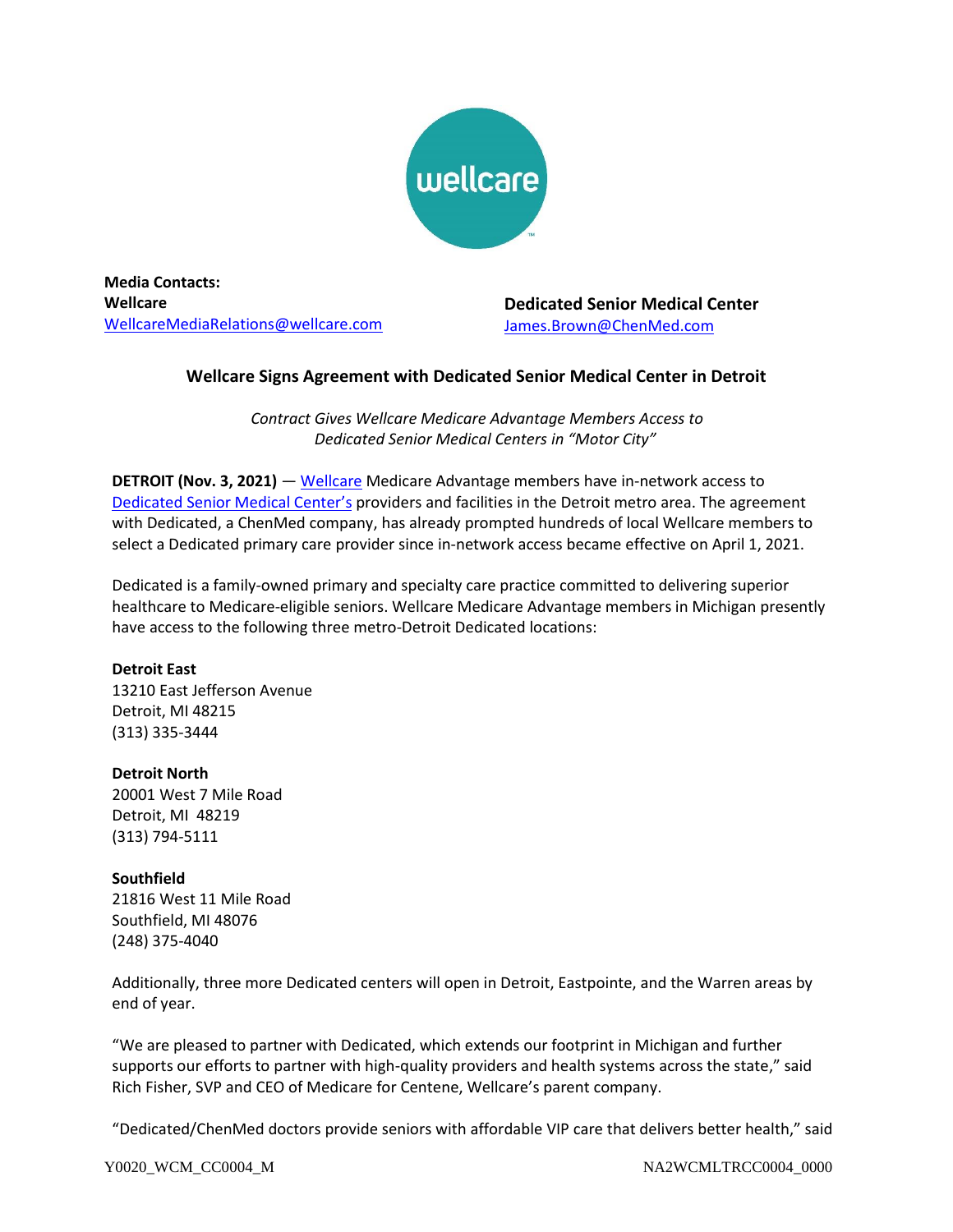**Media Contacts:**

**Wellcare**
WellcareMediaRelations@wellcare.com

**Dedicated Senior Medical Center**
James.Brown@ChenMed.com

## Wellcare Signs Agreement with Dedicated Senior Medical Center in Detroit

*Contract Gives Wellcare Medicare Advantage Members Access to Dedicated Senior Medical Centers in "Motor City"*

**DETROIT (Nov. 3, 2021)** — Wellcare Medicare Advantage members have in-network access to Dedicated Senior Medical Center's providers and facilities in the Detroit metro area. The agreement with Dedicated, a ChenMed company, has already prompted hundreds of local Wellcare members to select a Dedicated primary care provider since in-network access became effective on April 1, 2021.

Dedicated is a family-owned primary and specialty care practice committed to delivering superior healthcare to Medicare-eligible seniors. Wellcare Medicare Advantage members in Michigan presently have access to the following three metro-Detroit Dedicated locations:

**Detroit East**
13210 East Jefferson Avenue
Detroit, MI 48215
(313) 335-3444

**Detroit North**
20001 West 7 Mile Road
Detroit, MI 48219
(313) 794-5111

**Southfield**
21816 West 11 Mile Road
Southfield, MI 48076
(248) 375-4040

Additionally, three more Dedicated centers will open in Detroit, Eastpointe, and the Warren areas by end of year.

"We are pleased to partner with Dedicated, which extends our footprint in Michigan and further supports our efforts to partner with high-quality providers and health systems across the state," said Rich Fisher, SVP and CEO of Medicare for Centene, Wellcare's parent company.

"Dedicated/ChenMed doctors provide seniors with affordable VIP care that delivers better health," said

Y0020_WCM_CC0004_M NA2WCMLTRCC0004_0000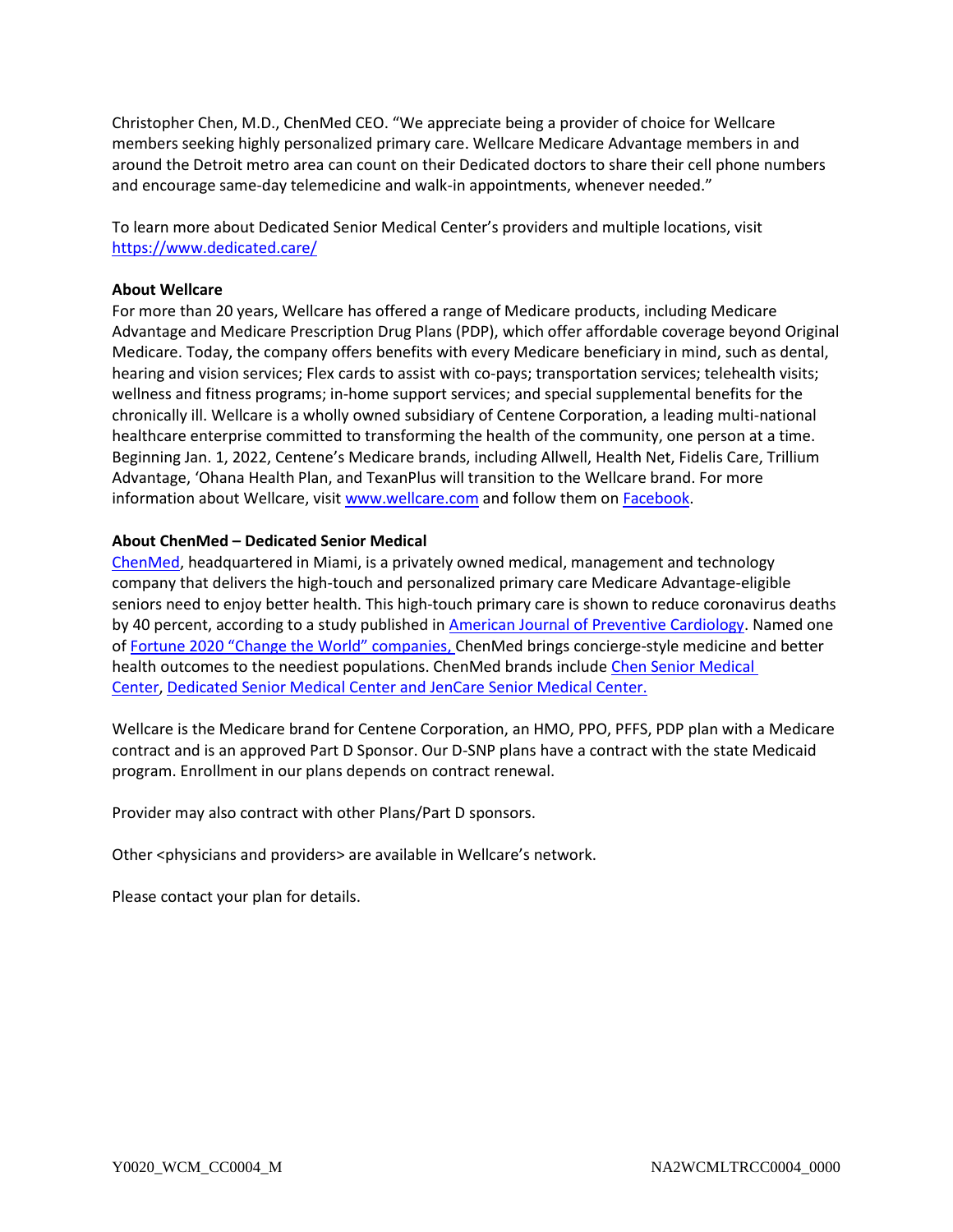Christopher Chen, M.D., ChenMed CEO. "We appreciate being a provider of choice for Wellcare members seeking highly personalized primary care. Wellcare Medicare Advantage members in and around the Detroit metro area can count on their Dedicated doctors to share their cell phone numbers and encourage same-day telemedicine and walk-in appointments, whenever needed."

To learn more about Dedicated Senior Medical Center's providers and multiple locations, visit [https://www.dedicated.care/](https://www.dedicated.care/)

**About Wellcare**

For more than 20 years, Wellcare has offered a range of Medicare products, including Medicare Advantage and Medicare Prescription Drug Plans (PDP), which offer affordable coverage beyond Original Medicare. Today, the company offers benefits with every Medicare beneficiary in mind, such as dental, hearing and vision services; Flex cards to assist with co-pays; transportation services; telehealth visits; wellness and fitness programs; in-home support services; and special supplemental benefits for the chronically ill. Wellcare is a wholly owned subsidiary of Centene Corporation, a leading multi-national healthcare enterprise committed to transforming the health of the community, one person at a time. Beginning Jan. 1, 2022, Centene's Medicare brands, including Allwell, Health Net, Fidelis Care, Trillium Advantage, 'Ohana Health Plan, and TexanPlus will transition to the Wellcare brand. For more information about Wellcare, visit www.wellcare.com and follow them on Facebook.

**About ChenMed – Dedicated Senior Medical**

ChenMed, headquartered in Miami, is a privately owned medical, management and technology company that delivers the high-touch and personalized primary care Medicare Advantage-eligible seniors need to enjoy better health. This high-touch primary care is shown to reduce coronavirus deaths by 40 percent, according to a study published in American Journal of Preventive Cardiology. Named one of Fortune 2020 "Change the World" companies, ChenMed brings concierge-style medicine and better health outcomes to the neediest populations. ChenMed brands include Chen Senior Medical Center, Dedicated Senior Medical Center and JenCare Senior Medical Center.

Wellcare is the Medicare brand for Centene Corporation, an HMO, PPO, PFFS, PDP plan with a Medicare contract and is an approved Part D Sponsor. Our D-SNP plans have a contract with the state Medicaid program. Enrollment in our plans depends on contract renewal.

Provider may also contract with other Plans/Part D sponsors.

Other <physicians and providers> are available in Wellcare's network.

Please contact your plan for details.

Y0020_WCM_CC0004_M NA2WCMLTRCC0004_0000